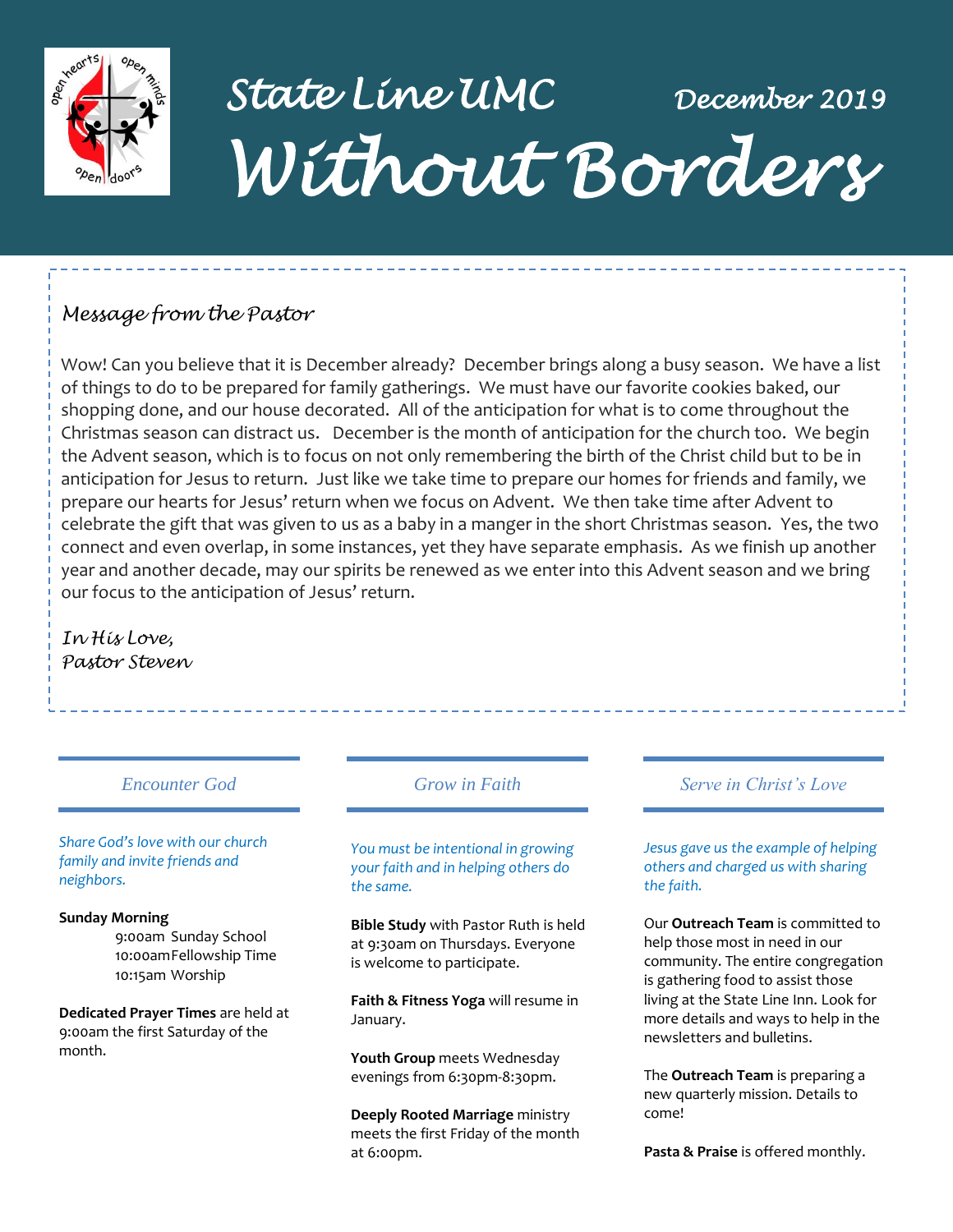# State Line UMC

December 2019

# Without Borders

## Message from the Pastor

Wow! Can you believe that it is December already? December brings along a busy season. We have a list of things to do to be prepared for family gatherings. We must have our favorite cookies baked, our shopping done, and our house decorated. All of the anticipation for what is to come throughout the Christmas season can distract us. December is the month of anticipation for the church too. We begin the Advent season, which is to focus on not only remembering the birth of the Christ child but to be in anticipation for Jesus to return. Just like we take time to prepare our homes for friends and family, we prepare our hearts for Jesus' return when we focus on Advent. We then take time after Advent to celebrate the gift that was given to us as a baby in a manger in the short Christmas season. Yes, the two connect and even overlap, in some instances, yet they have separate emphasis. As we finish up another year and another decade, may our spirits be renewed as we enter into this Advent season and we bring our focus to the anticipation of Jesus' return.

*In His Love,*
*Pastor Steven*

## Encounter God

*Share God's love with our church family and invite friends and neighbors.*

**Sunday Morning**

- 9:00am Sunday School
- 10:00am Fellowship Time
- 10:15am Worship

**Dedicated Prayer Times** are held at 9:00am the first Saturday of the month.

## Grow in Faith

*You must be intentional in growing your faith and in helping others do the same.*

**Bible Study** with Pastor Ruth is held at 9:30am on Thursdays. Everyone is welcome to participate.

**Faith & Fitness Yoga** will resume in January.

**Youth Group** meets Wednesday evenings from 6:30pm-8:30pm.

**Deeply Rooted Marriage** ministry meets the first Friday of the month at 6:00pm.

## Serve in Christ's Love

*Jesus gave us the example of helping others and charged us with sharing the faith.*

Our **Outreach Team** is committed to help those most in need in our community. The entire congregation is gathering food to assist those living at the State Line Inn. Look for more details and ways to help in the newsletters and bulletins.

The **Outreach Team** is preparing a new quarterly mission. Details to come!

**Pasta & Praise** is offered monthly.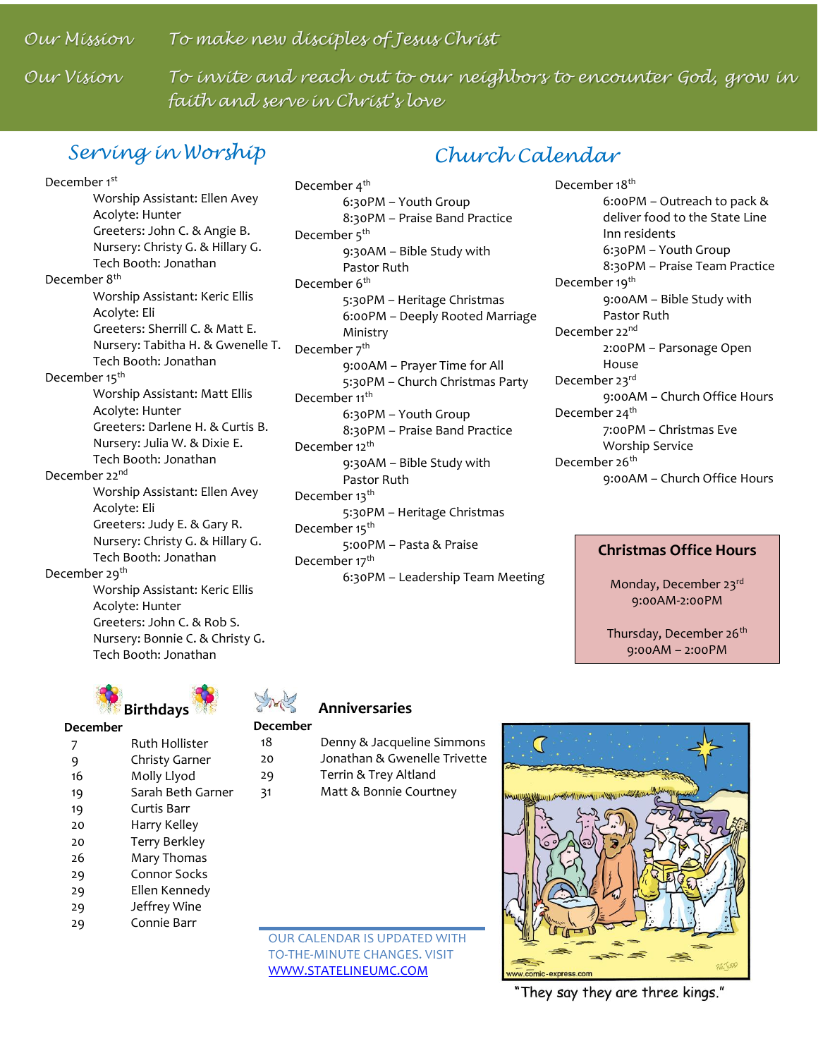*Our Mission* *To make new disciples of Jesus Christ*

*Our Vision* *To invite and reach out to our neighbors to encounter God, grow in faith and serve in Christ's love*

## *Serving in Worship*

December 1st
- Worship Assistant: Ellen Avey
- Acolyte: Hunter
- Greeters: John C. & Angie B.
- Nursery: Christy G. & Hillary G.
- Tech Booth: Jonathan

December 8th
- Worship Assistant: Keric Ellis
- Acolyte: Eli
- Greeters: Sherrill C. & Matt E.
- Nursery: Tabitha H. & Gwenelle T.
- Tech Booth: Jonathan

December 15th
- Worship Assistant: Matt Ellis
- Acolyte: Hunter
- Greeters: Darlene H. & Curtis B.
- Nursery: Julia W. & Dixie E.
- Tech Booth: Jonathan

December 22nd
- Worship Assistant: Ellen Avey
- Acolyte: Eli
- Greeters: Judy E. & Gary R.
- Nursery: Christy G. & Hillary G.
- Tech Booth: Jonathan

December 29th
- Worship Assistant: Keric Ellis
- Acolyte: Hunter
- Greeters: John C. & Rob S.
- Nursery: Bonnie C. & Christy G.
- Tech Booth: Jonathan

## *Church Calendar*

December 4th
- 6:30PM – Youth Group
- 8:30PM – Praise Band Practice

December 5th
- 9:30AM – Bible Study with Pastor Ruth

December 6th
- 5:30PM – Heritage Christmas
- 6:00PM – Deeply Rooted Marriage Ministry

December 7th
- 9:00AM – Prayer Time for All
- 5:30PM – Church Christmas Party

December 11th
- 6:30PM – Youth Group
- 8:30PM – Praise Band Practice

December 12th
- 9:30AM – Bible Study with Pastor Ruth

December 13th
- 5:30PM – Heritage Christmas

December 15th
- 5:00PM – Pasta & Praise

December 17th
- 6:30PM – Leadership Team Meeting

December 18th
- 6:00PM – Outreach to pack & deliver food to the State Line Inn residents
- 6:30PM – Youth Group
- 8:30PM – Praise Team Practice

December 19th
- 9:00AM – Bible Study with Pastor Ruth

December 22nd
- 2:00PM – Parsonage Open House

December 23rd
- 9:00AM – Church Office Hours

December 24th
- 7:00PM – Christmas Eve Worship Service

December 26th
- 9:00AM – Church Office Hours

### Christmas Office Hours

Monday, December 23rd
9:00AM-2:00PM

Thursday, December 26th
9:00AM – 2:00PM

## Birthdays

December

| | |
|---|---|
| 7 | Ruth Hollister |
| 9 | Christy Garner |
| 16 | Molly Llyod |
| 19 | Sarah Beth Garner |
| 19 | Curtis Barr |
| 20 | Harry Kelley |
| 20 | Terry Berkley |
| 26 | Mary Thomas |
| 29 | Connor Socks |
| 29 | Ellen Kennedy |
| 29 | Jeffrey Wine |
| 29 | Connie Barr |

## Anniversaries

December

| | |
|---|---|
| 18 | Denny & Jacqueline Simmons |
| 20 | Jonathan & Gwenelle Trivette |
| 29 | Terrin & Trey Altland |
| 31 | Matt & Bonnie Courtney |

OUR CALENDAR IS UPDATED WITH TO-THE-MINUTE CHANGES. VISIT [WWW.STATELINEUMC.COM](http://WWW.STATELINEUMC.COM)

"They say they are three kings."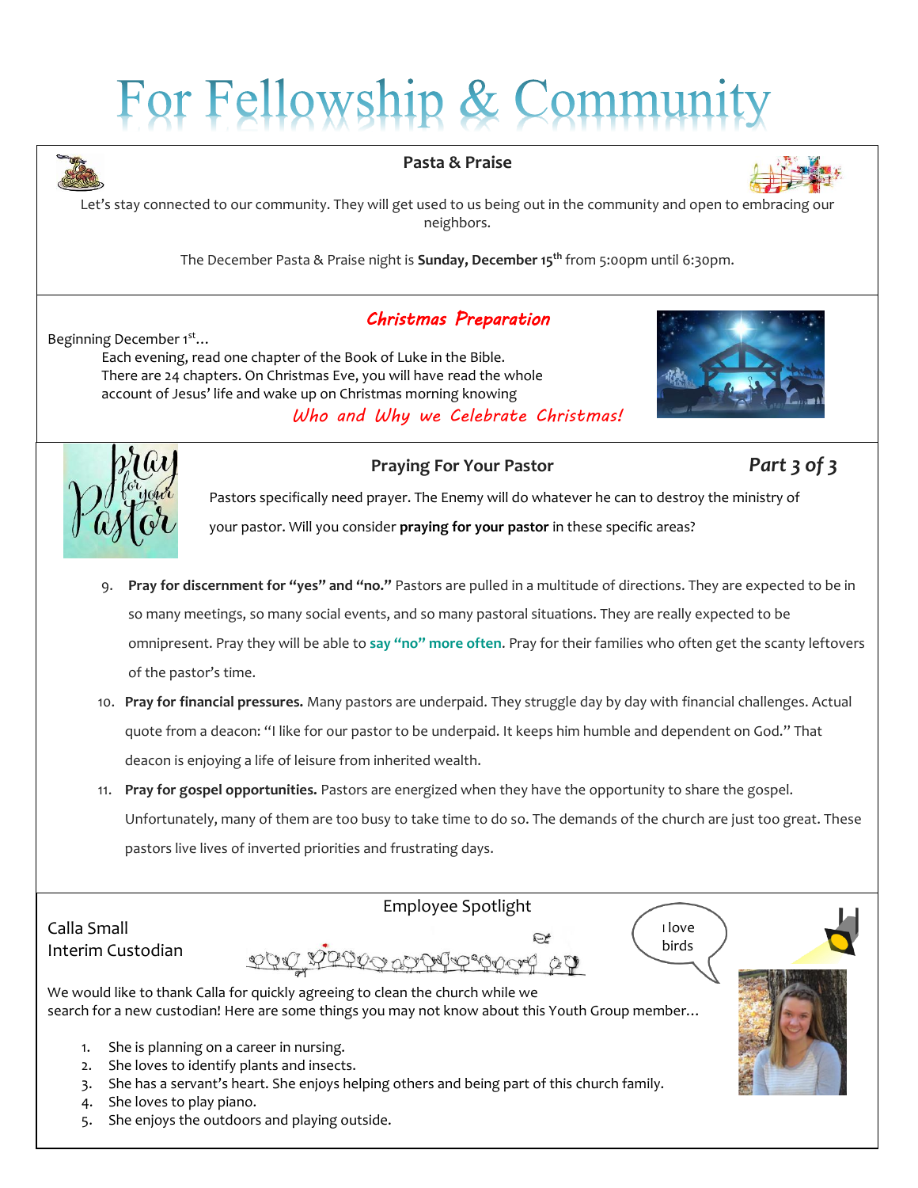# For Fellowship & Community

## Pasta & Praise

Let's stay connected to our community. They will get used to us being out in the community and open to embracing our neighbors.

The December Pasta & Praise night is **Sunday, December 15th** from 5:00pm until 6:30pm.

## *Christmas Preparation*

Beginning December 1st…

Each evening, read one chapter of the Book of Luke in the Bible. There are 24 chapters. On Christmas Eve, you will have read the whole account of Jesus' life and wake up on Christmas morning knowing

*Who and Why we Celebrate Christmas!*

## Praying For Your Pastor — *Part 3 of 3*

Pastors specifically need prayer. The Enemy will do whatever he can to destroy the ministry of your pastor. Will you consider **praying for your pastor** in these specific areas?

9. **Pray for discernment for "yes" and "no."** Pastors are pulled in a multitude of directions. They are expected to be in so many meetings, so many social events, and so many pastoral situations. They are really expected to be omnipresent. Pray they will be able to **say "no" more often**. Pray for their families who often get the scanty leftovers of the pastor's time.
10. **Pray for financial pressures.** Many pastors are underpaid. They struggle day by day with financial challenges. Actual quote from a deacon: "I like for our pastor to be underpaid. It keeps him humble and dependent on God." That deacon is enjoying a life of leisure from inherited wealth.
11. **Pray for gospel opportunities.** Pastors are energized when they have the opportunity to share the gospel. Unfortunately, many of them are too busy to take time to do so. The demands of the church are just too great. These pastors live lives of inverted priorities and frustrating days.

## Employee Spotlight

Calla Small
Interim Custodian

I love birds

We would like to thank Calla for quickly agreeing to clean the church while we search for a new custodian! Here are some things you may not know about this Youth Group member…

1. She is planning on a career in nursing.
2. She loves to identify plants and insects.
3. She has a servant's heart. She enjoys helping others and being part of this church family.
4. She loves to play piano.
5. She enjoys the outdoors and playing outside.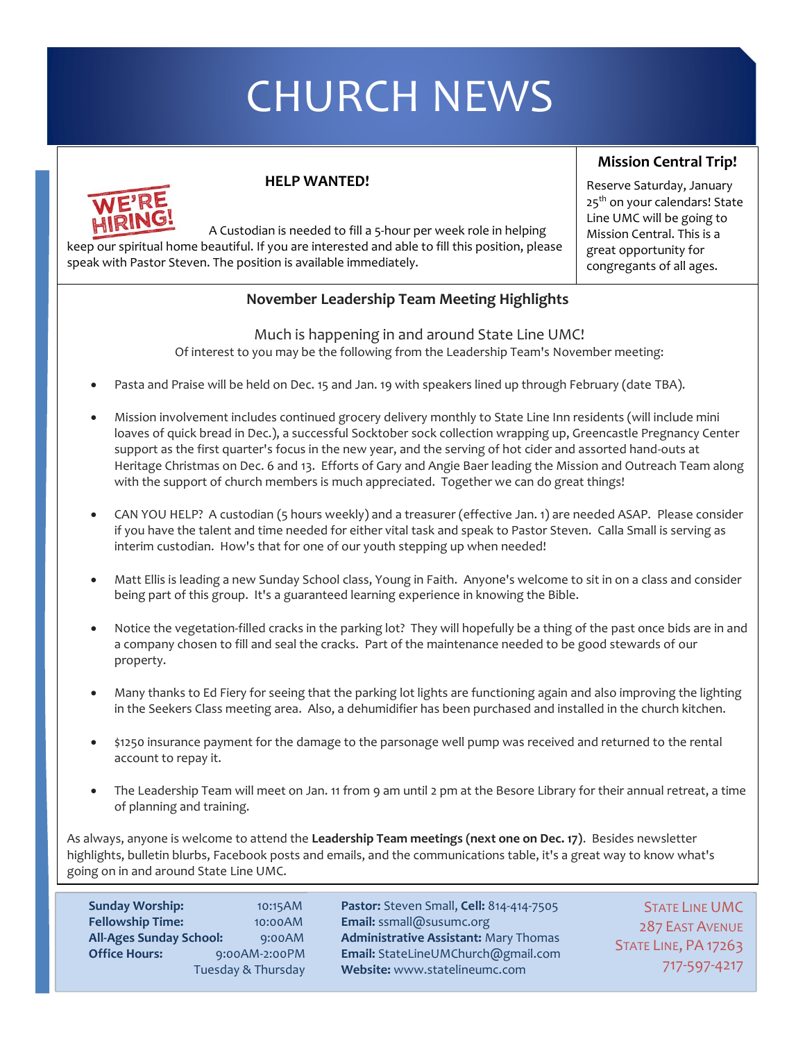# CHURCH NEWS

### HELP WANTED!

WE'RE HIRING!

A Custodian is needed to fill a 5-hour per week role in helping keep our spiritual home beautiful. If you are interested and able to fill this position, please speak with Pastor Steven. The position is available immediately.

### Mission Central Trip!

Reserve Saturday, January 25th on your calendars! State Line UMC will be going to Mission Central. This is a great opportunity for congregants of all ages.

### November Leadership Team Meeting Highlights

Much is happening in and around State Line UMC!

Of interest to you may be the following from the Leadership Team's November meeting:

- Pasta and Praise will be held on Dec. 15 and Jan. 19 with speakers lined up through February (date TBA).
- Mission involvement includes continued grocery delivery monthly to State Line Inn residents (will include mini loaves of quick bread in Dec.), a successful Socktober sock collection wrapping up, Greencastle Pregnancy Center support as the first quarter's focus in the new year, and the serving of hot cider and assorted hand-outs at Heritage Christmas on Dec. 6 and 13. Efforts of Gary and Angie Baer leading the Mission and Outreach Team along with the support of church members is much appreciated. Together we can do great things!
- CAN YOU HELP? A custodian (5 hours weekly) and a treasurer (effective Jan. 1) are needed ASAP. Please consider if you have the talent and time needed for either vital task and speak to Pastor Steven. Calla Small is serving as interim custodian. How's that for one of our youth stepping up when needed!
- Matt Ellis is leading a new Sunday School class, Young in Faith. Anyone's welcome to sit in on a class and consider being part of this group. It's a guaranteed learning experience in knowing the Bible.
- Notice the vegetation-filled cracks in the parking lot? They will hopefully be a thing of the past once bids are in and a company chosen to fill and seal the cracks. Part of the maintenance needed to be good stewards of our property.
- Many thanks to Ed Fiery for seeing that the parking lot lights are functioning again and also improving the lighting in the Seekers Class meeting area. Also, a dehumidifier has been purchased and installed in the church kitchen.
- $1250 insurance payment for the damage to the parsonage well pump was received and returned to the rental account to repay it.
- The Leadership Team will meet on Jan. 11 from 9 am until 2 pm at the Besore Library for their annual retreat, a time of planning and training.

As always, anyone is welcome to attend the **Leadership Team meetings (next one on Dec. 17)**. Besides newsletter highlights, bulletin blurbs, Facebook posts and emails, and the communications table, it's a great way to know what's going on in and around State Line UMC.

| | |
|---|---|
| **Sunday Worship:** | 10:15AM |
| **Fellowship Time:** | 10:00AM |
| **All-Ages Sunday School:** | 9:00AM |
| **Office Hours:** | 9:00AM-2:00PM Tuesday & Thursday |

**Pastor:** Steven Small, **Cell:** 814-414-7505
**Email:** ssmall@susumc.org
**Administrative Assistant:** Mary Thomas
**Email:** StateLineUMChurch@gmail.com
**Website:** www.statelineumc.com

STATE LINE UMC
287 EAST AVENUE
STATE LINE, PA 17263
717-597-4217